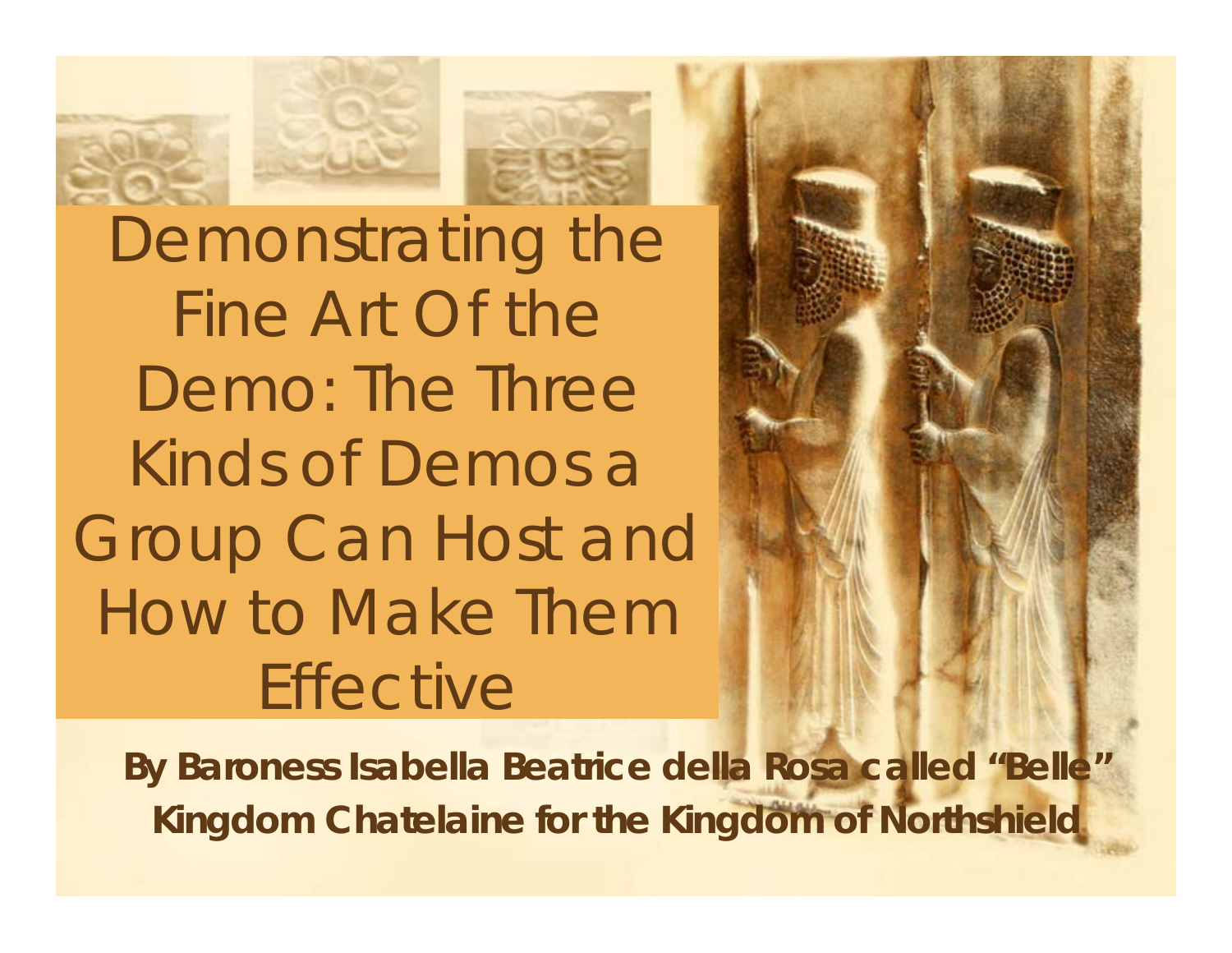# Demonstrating the Fine Art Of the Demo: The Three Kinds of Demos a Group Can Host and How to Make Them Effective

**By Baroness Isabella Beatrice della Rosa called "Belle"**
**Kingdom Chatelaine for the Kingdom of Northshield**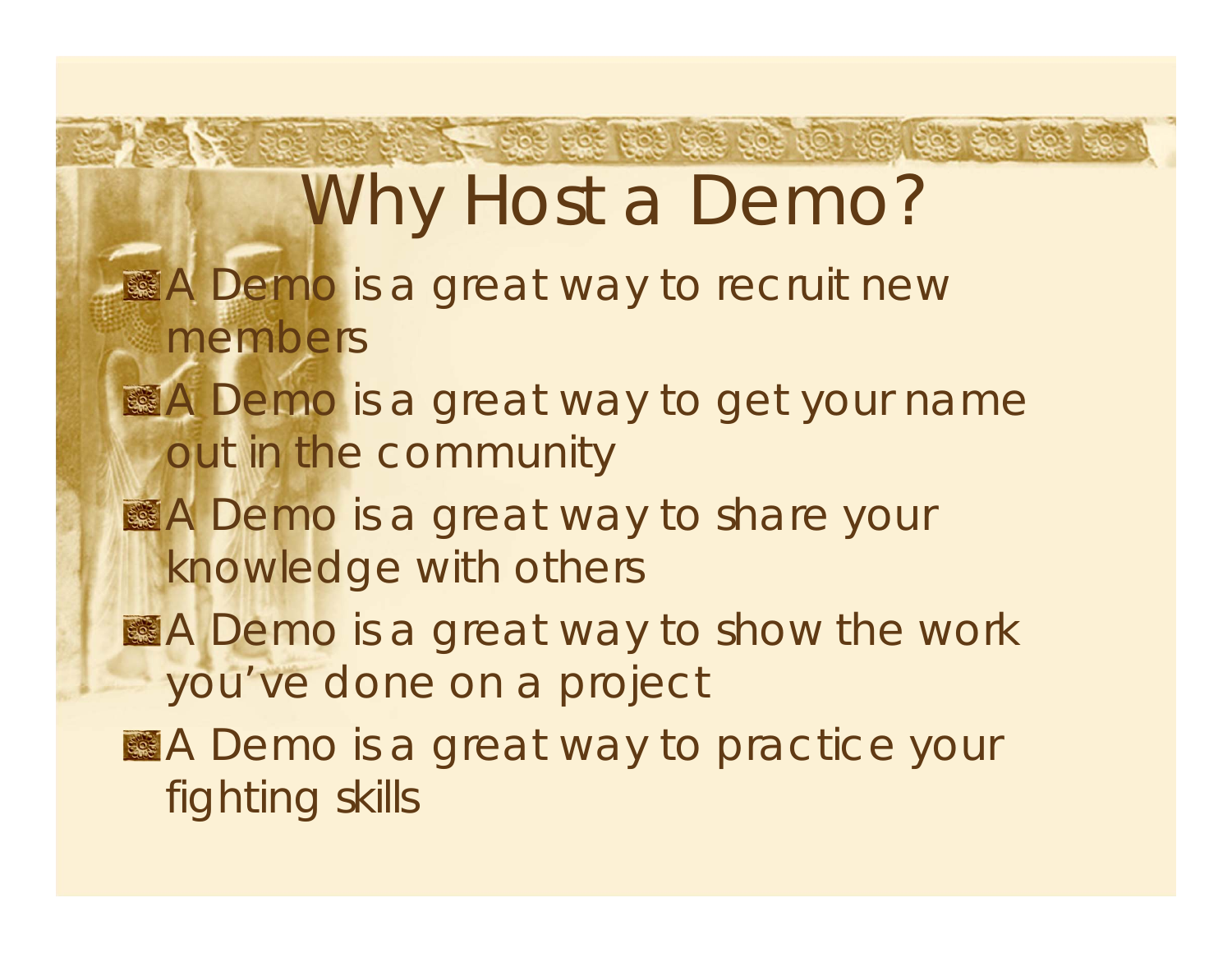# Why Host a Demo?

- A Demo is a great way to recruit new members
- A Demo is a great way to get your name out in the community
- A Demo is a great way to share your knowledge with others
- A Demo is a great way to show the work you've done on a project
- A Demo is a great way to practice your fighting skills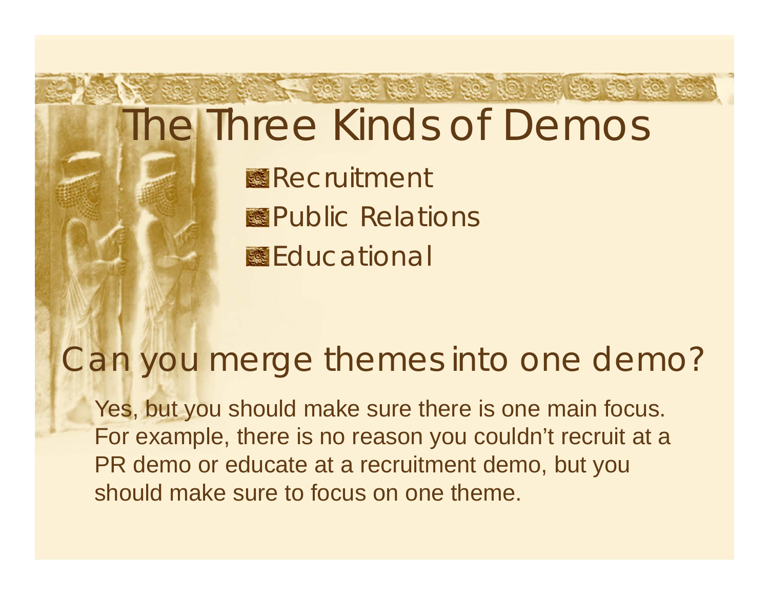# The Three Kinds of Demos

- Recruitment
- Public Relations
- Educational

## Can you merge themes into one demo?

Yes, but you should make sure there is one main focus. For example, there is no reason you couldn't recruit at a PR demo or educate at a recruitment demo, but you should make sure to focus on one theme.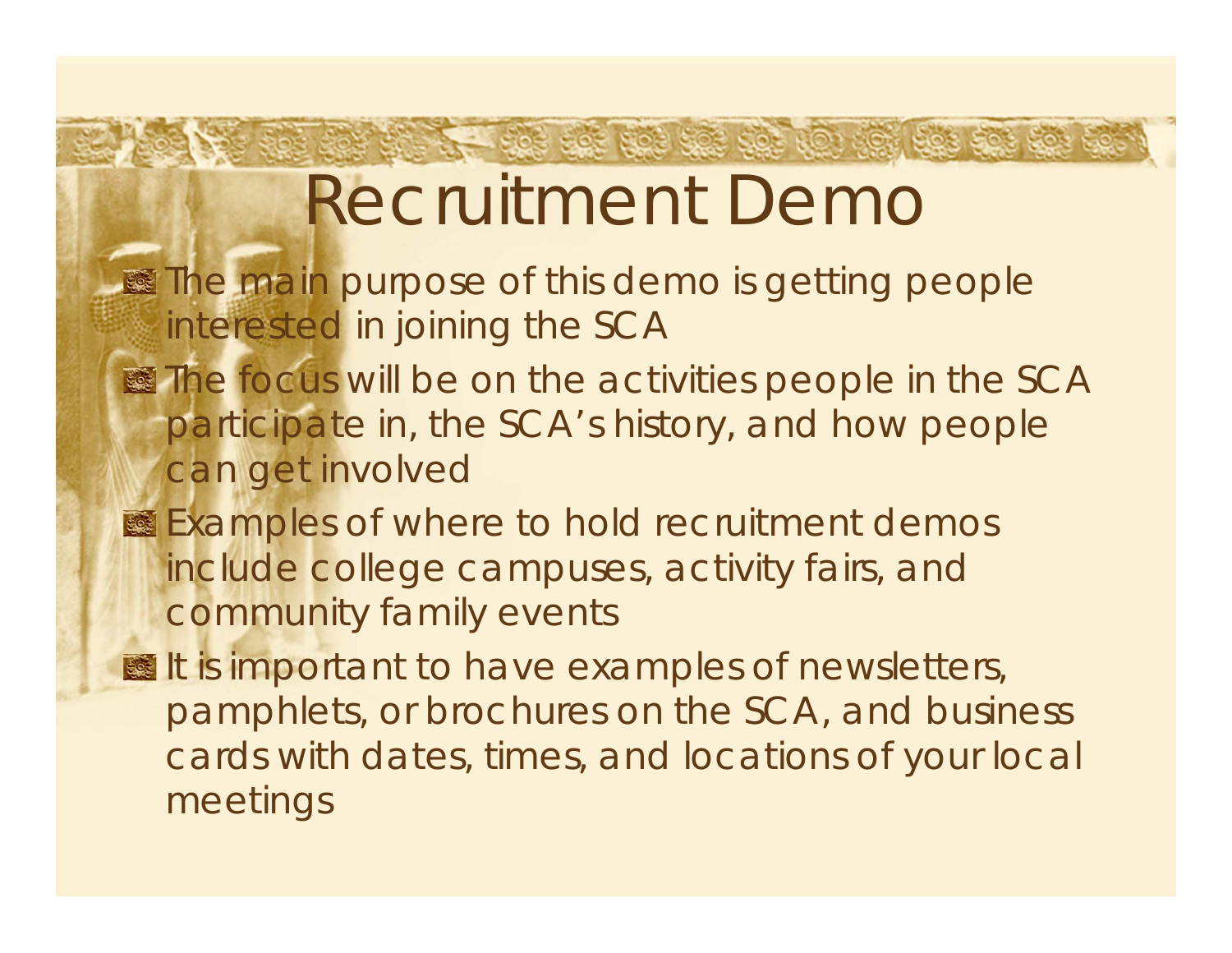# Recruitment Demo

- The main purpose of this demo is getting people interested in joining the SCA
- The focus will be on the activities people in the SCA participate in, the SCA's history, and how people can get involved
- Examples of where to hold recruitment demos include college campuses, activity fairs, and community family events
- It is important to have examples of newsletters, pamphlets, or brochures on the SCA, and business cards with dates, times, and locations of your local meetings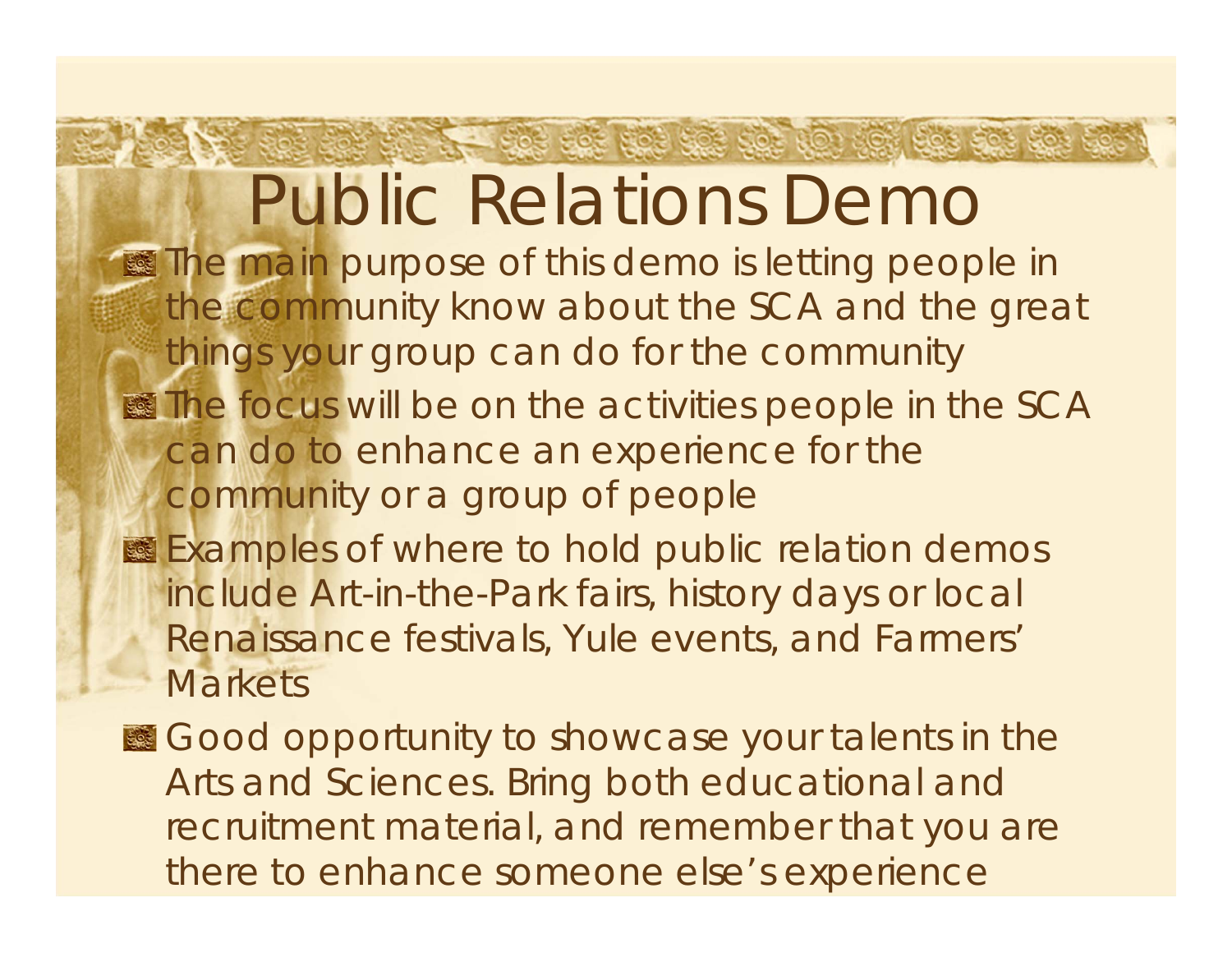# Public Relations Demo

- The main purpose of this demo is letting people in the community know about the SCA and the great things your group can do for the community
- The focus will be on the activities people in the SCA can do to enhance an experience for the community or a group of people
- Examples of where to hold public relation demos include Art-in-the-Park fairs, history days or local Renaissance festivals, Yule events, and Farmers' Markets
- Good opportunity to showcase your talents in the Arts and Sciences. Bring both educational and recruitment material, and remember that you are there to enhance someone else's experience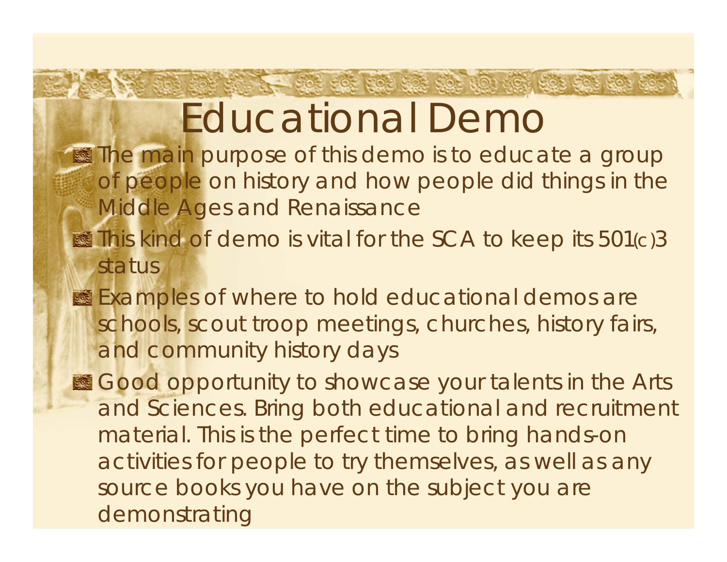# Educational Demo

- The main purpose of this demo is to educate a group of people on history and how people did things in the Middle Ages and Renaissance
- This kind of demo is vital for the SCA to keep its 501(c)3 status
- Examples of where to hold educational demos are schools, scout troop meetings, churches, history fairs, and community history days
- Good opportunity to showcase your talents in the Arts and Sciences. Bring both educational and recruitment material. This is the perfect time to bring hands-on activities for people to try themselves, as well as any source books you have on the subject you are demonstrating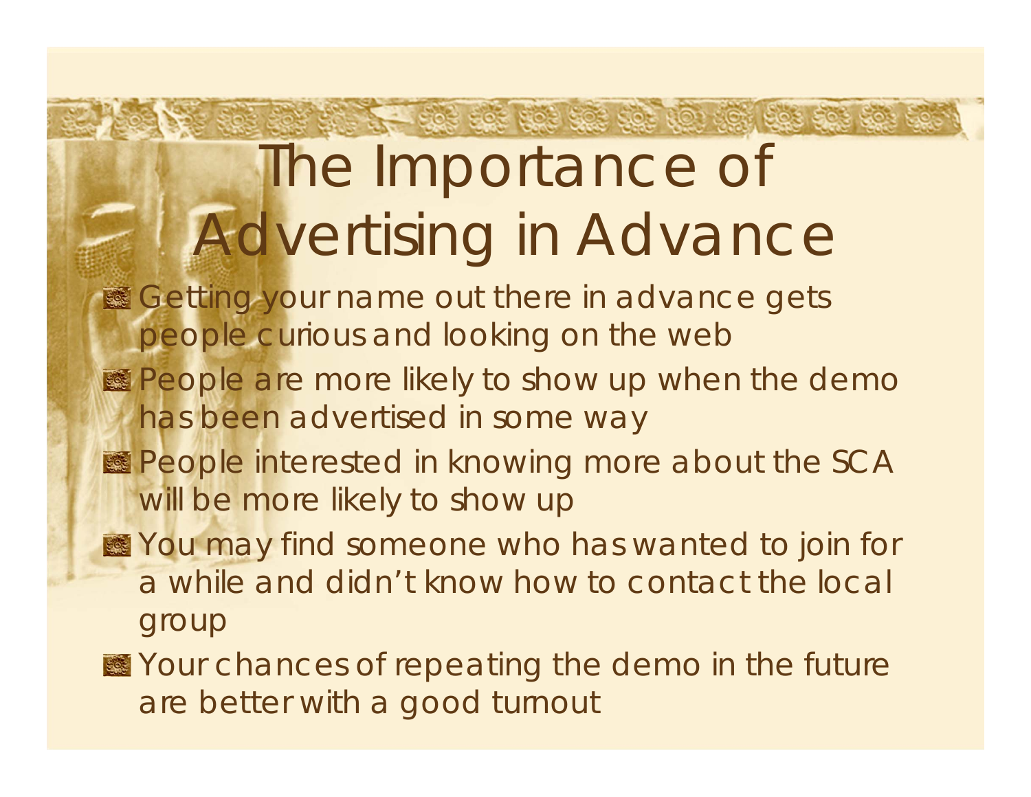# The Importance of Advertising in Advance

- Getting your name out there in advance gets people curious and looking on the web
- People are more likely to show up when the demo has been advertised in some way
- People interested in knowing more about the SCA will be more likely to show up
- You may find someone who has wanted to join for a while and didn't know how to contact the local group
- Your chances of repeating the demo in the future are better with a good turnout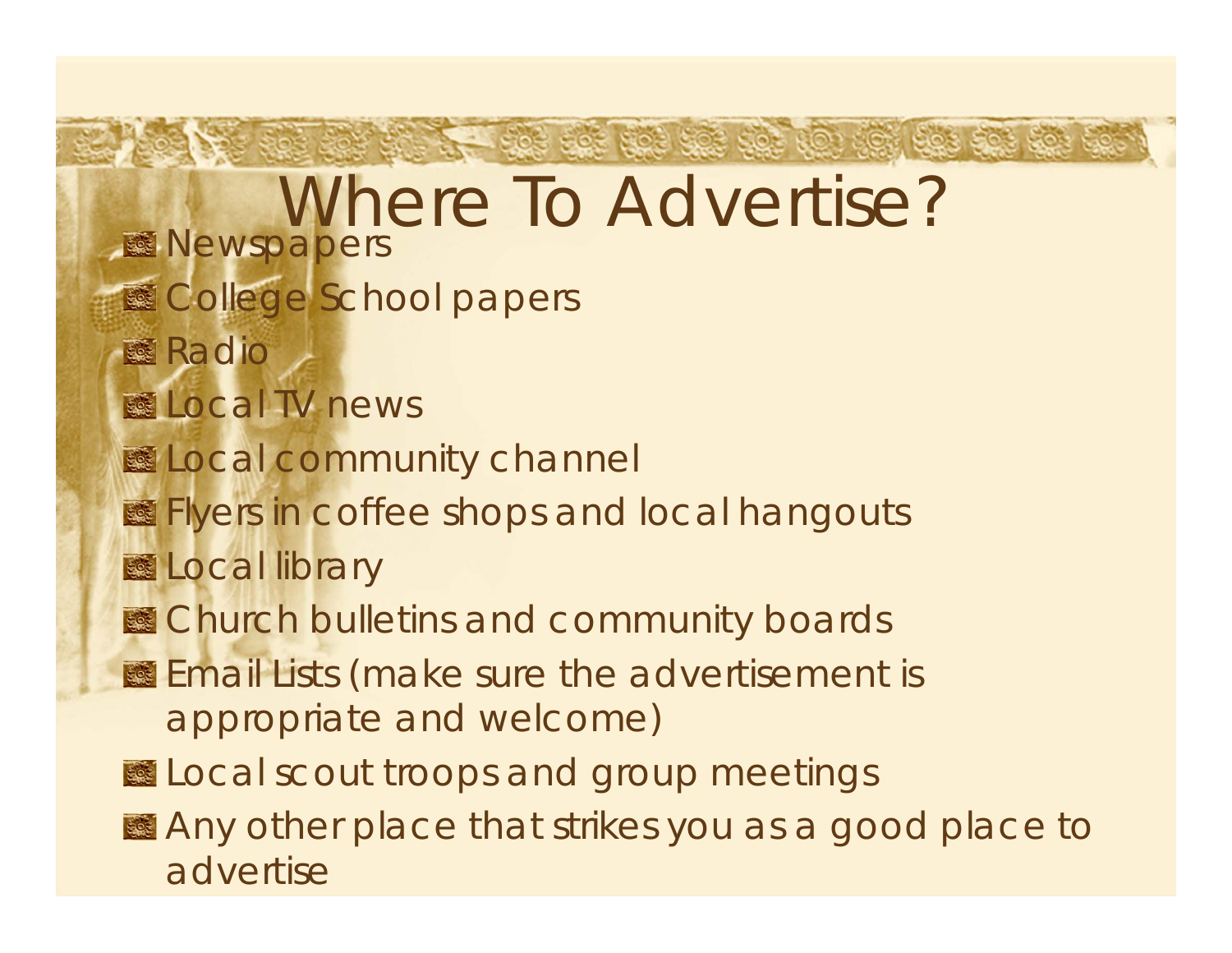# Where To Advertise?

- Newspapers
- College School papers
- Radio
- Local TV news
- Local community channel
- Flyers in coffee shops and local hangouts
- Local library
- Church bulletins and community boards
- Email Lists (make sure the advertisement is appropriate and welcome)
- Local scout troops and group meetings
- Any other place that strikes you as a good place to advertise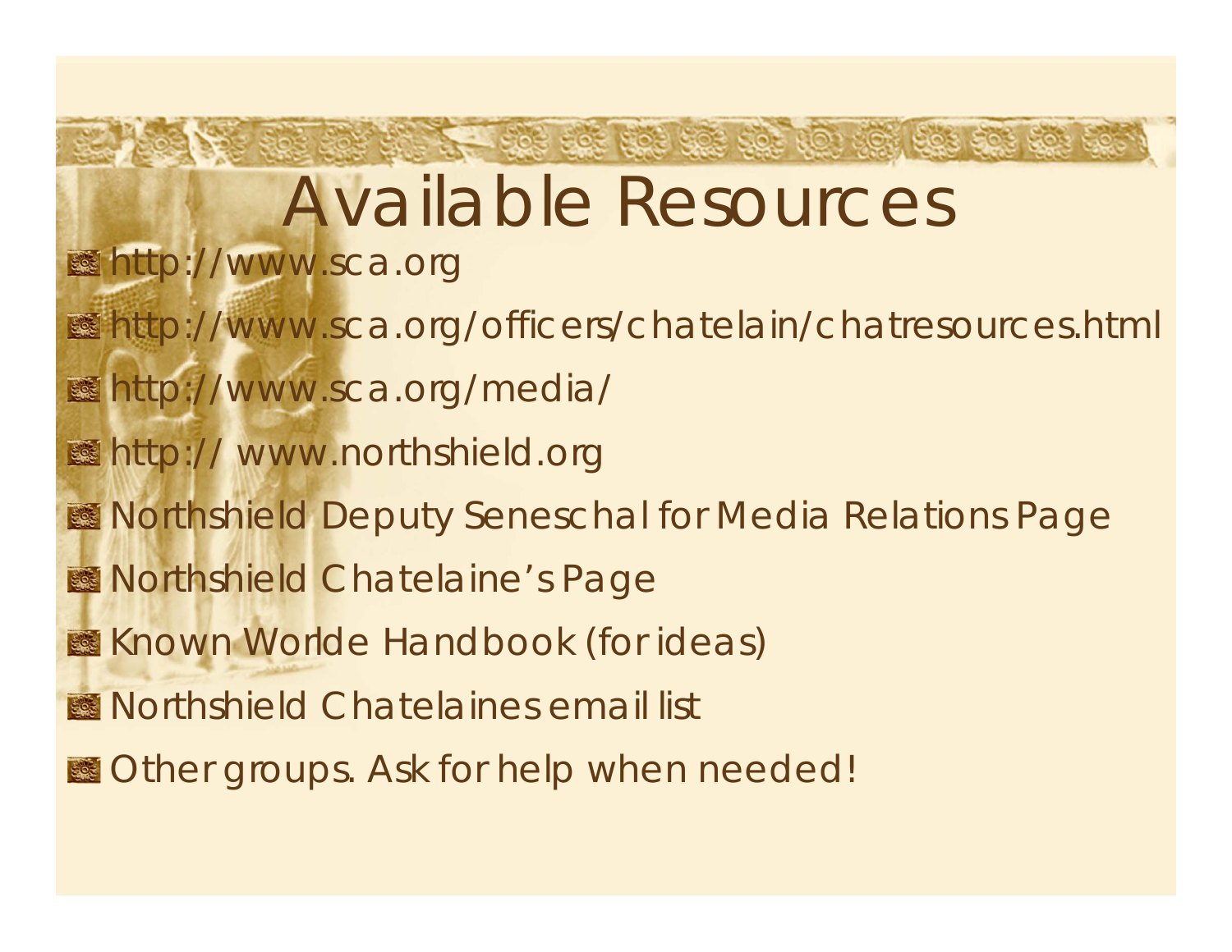# Available Resources

- http://www.sca.org
- http://www.sca.org/officers/chatelain/chatresources.html
- http://www.sca.org/media/
- http:// www.northshield.org
- Northshield Deputy Seneschal for Media Relations Page
- Northshield Chatelaine's Page
- Known Worlde Handbook (for ideas)
- Northshield Chatelaines email list
- Other groups. Ask for help when needed!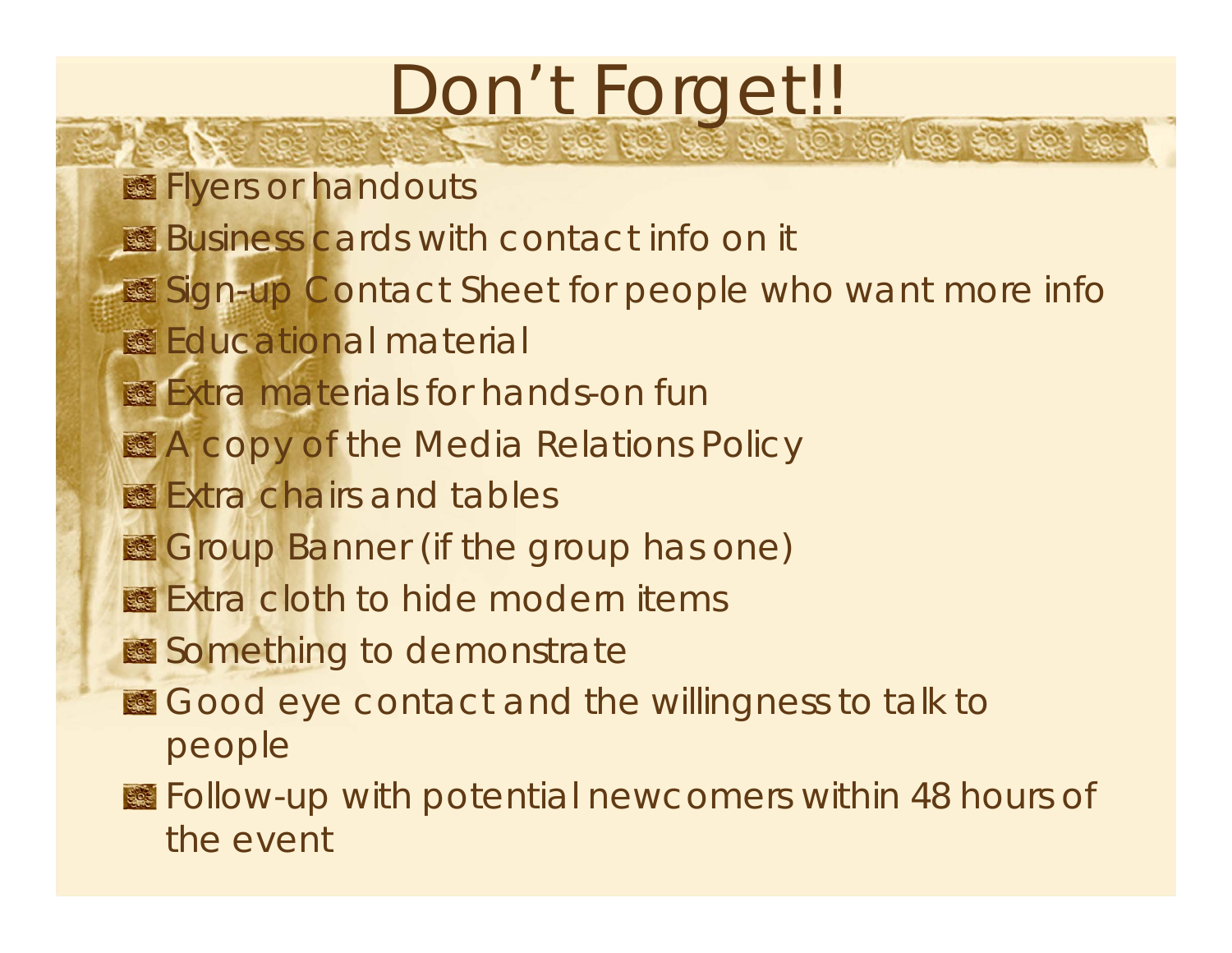# Don't Forget!!

- Flyers or handouts
- Business cards with contact info on it
- Sign-up Contact Sheet for people who want more info
- Educational material
- Extra materials for hands-on fun
- A copy of the Media Relations Policy
- Extra chairs and tables
- Group Banner (if the group has one)
- Extra cloth to hide modern items
- Something to demonstrate
- Good eye contact and the willingness to talk to people
- Follow-up with potential newcomers within 48 hours of the event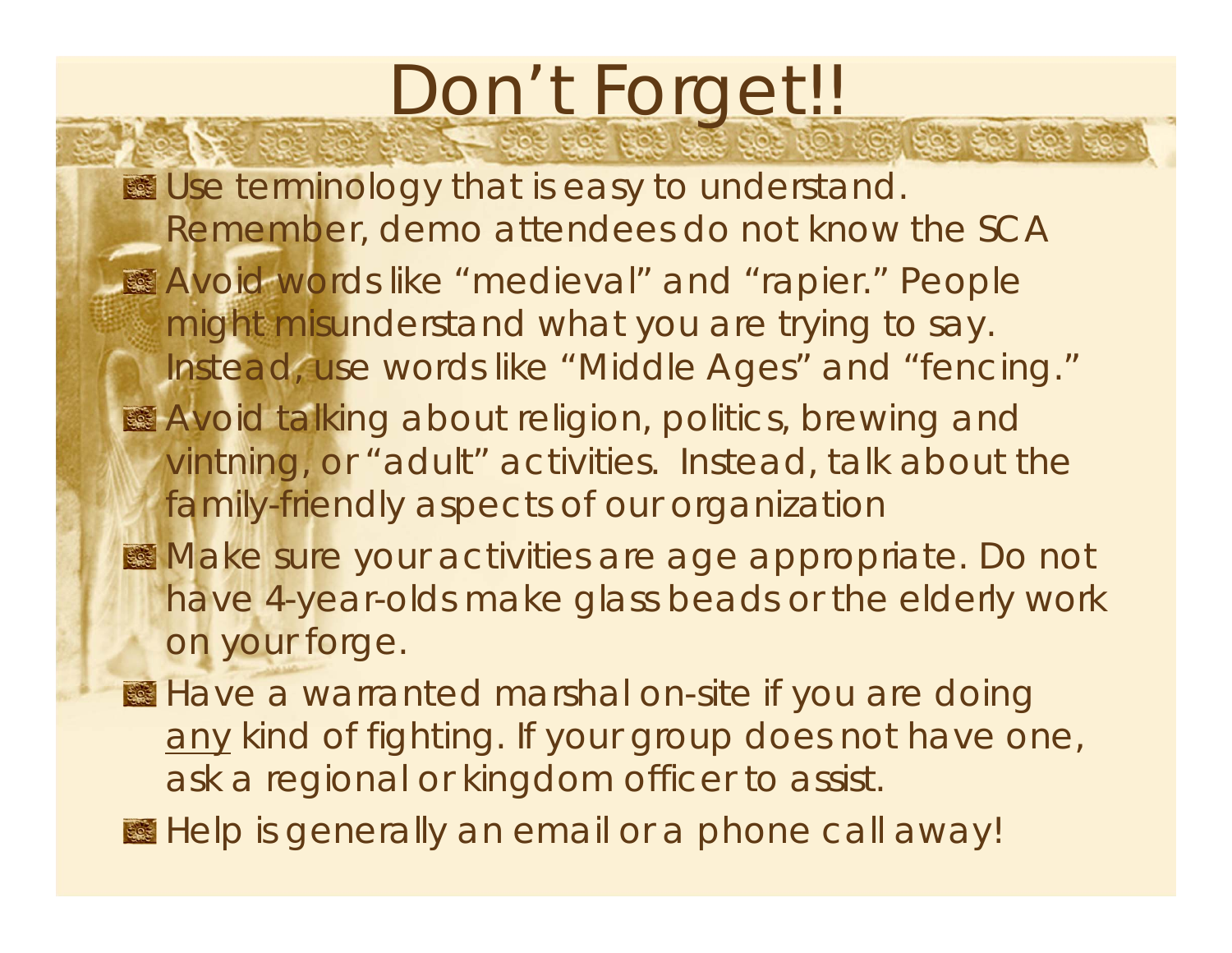# Don't Forget!!

- Use terminology that is easy to understand. Remember, demo attendees do not know the SCA
- Avoid words like "medieval" and "rapier." People might misunderstand what you are trying to say. Instead, use words like "Middle Ages" and "fencing."
- Avoid talking about religion, politics, brewing and vintning, or "adult" activities. Instead, talk about the family-friendly aspects of our organization
- Make sure your activities are age appropriate. Do not have 4-year-olds make glass beads or the elderly work on your forge.
- Have a warranted marshal on-site if you are doing <u>any</u> kind of fighting. If your group does not have one, ask a regional or kingdom officer to assist.
- Help is generally an email or a phone call away!